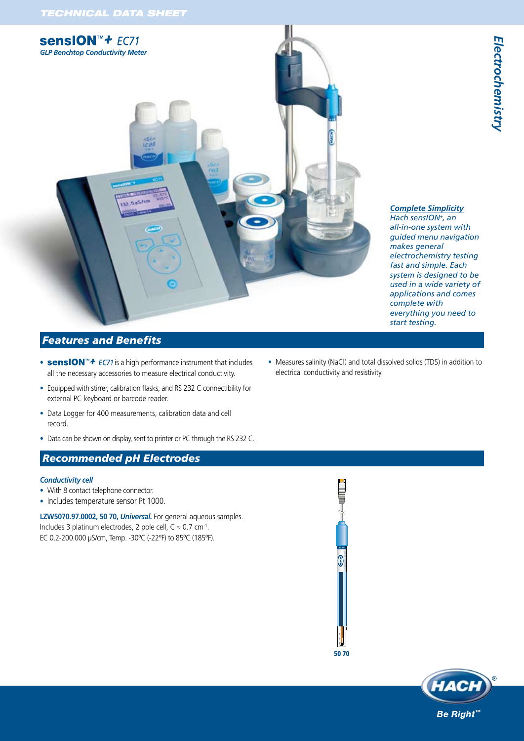# sensION™+ *EC71*

***GLP Benchtop Conductivity Meter***

***Complete Simplicity***

*Hach sensION+, an all-in-one system with guided menu navigation makes general electrochemistry testing fast and simple. Each system is designed to be used in a wide variety of applications and comes complete with everything you need to start testing.*

## *Features and Benefits*

- **sensION™+** *EC71* is a high performance instrument that includes all the necessary accessories to measure electrical conductivity.
- Equipped with stirrer, calibration flasks, and RS 232 C connectibility for external PC keyboard or barcode reader.
- Data Logger for 400 measurements, calibration data and cell record.
- Data can be shown on display, sent to printer or PC through the RS 232 C.
- Measures salinity (NaCl) and total dissolved solids (TDS) in addition to electrical conductivity and resistivity.

## *Recommended pH Electrodes*

***Conductivity cell***

- With 8 contact telephone connector.
- Includes temperature sensor Pt 1000.

**LZW5070.97.0002, 50 70, *Universal.*** For general aqueous samples. Includes 3 platinum electrodes, 2 pole cell, $C \approx 0.7\ cm^{-1}$. EC 0.2-200.000 µS/cm, Temp. -30ºC (-22ºF) to 85ºC (185ºF).

**50 70**

*Electrochemistry*

HACH® *Be Right™*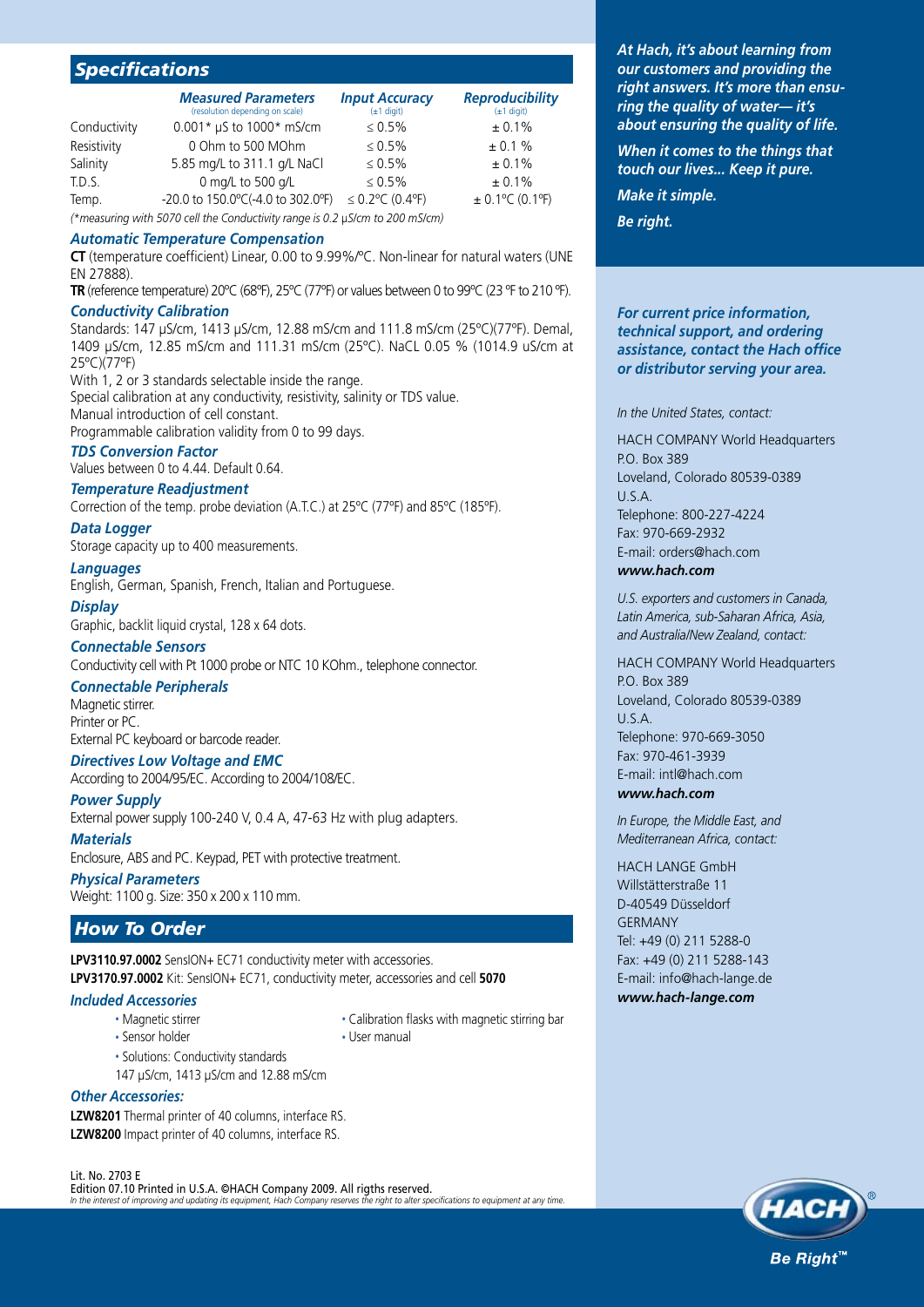## Specifications

| | Measured Parameters (resolution depending on scale) | Input Accuracy (±1 digit) | Reproducibility (±1 digit) |
|---|---|---|---|
| Conductivity | 0.001* µS to 1000* mS/cm | ≤ 0.5% | ± 0.1% |
| Resistivity | 0 Ohm to 500 MOhm | ≤ 0.5% | ± 0.1 % |
| Salinity | 5.85 mg/L to 311.1 g/L NaCl | ≤ 0.5% | ± 0.1% |
| T.D.S. | 0 mg/L to 500 g/L | ≤ 0.5% | ± 0.1% |
| Temp. | -20.0 to 150.0ºC(-4.0 to 302.0ºF) | ≤ 0.2ºC (0.4ºF) | ± 0.1ºC (0.1ºF) |

*(\*measuring with 5070 cell the Conductivity range is 0.2 µS/cm to 200 mS/cm)*

### Automatic Temperature Compensation

**CT** (temperature coefficient) Linear, 0.00 to 9.99%/ºC. Non-linear for natural waters (UNE EN 27888).

**TR** (reference temperature) 20ºC (68ºF), 25ºC (77ºF) or values between 0 to 99ºC (23 ºF to 210 ºF).

### Conductivity Calibration

Standards: 147 µS/cm, 1413 µS/cm, 12.88 mS/cm and 111.8 mS/cm (25ºC)(77ºF). Demal, 1409 µS/cm, 12.85 mS/cm and 111.31 mS/cm (25ºC). NaCL 0.05 % (1014.9 uS/cm at 25ºC)(77ºF)

With 1, 2 or 3 standards selectable inside the range.

Special calibration at any conductivity, resistivity, salinity or TDS value.

Manual introduction of cell constant.

Programmable calibration validity from 0 to 99 days.

### TDS Conversion Factor

Values between 0 to 4.44. Default 0.64.

### Temperature Readjustment

Correction of the temp. probe deviation (A.T.C.) at 25ºC (77ºF) and 85ºC (185ºF).

### Data Logger

Storage capacity up to 400 measurements.

### Languages

English, German, Spanish, French, Italian and Portuguese.

### Display

Graphic, backlit liquid crystal, 128 x 64 dots.

### Connectable Sensors

Conductivity cell with Pt 1000 probe or NTC 10 KOhm., telephone connector.

### Connectable Peripherals

Magnetic stirrer.

Printer or PC.

External PC keyboard or barcode reader.

### Directives Low Voltage and EMC

According to 2004/95/EC. According to 2004/108/EC.

### Power Supply

External power supply 100-240 V, 0.4 A, 47-63 Hz with plug adapters.

### Materials

Enclosure, ABS and PC. Keypad, PET with protective treatment.

### Physical Parameters

Weight: 1100 g. Size: 350 x 200 x 110 mm.

## How To Order

**LPV3110.97.0002** SensION+ EC71 conductivity meter with accessories.

**LPV3170.97.0002** Kit: SensION+ EC71, conductivity meter, accessories and cell **5070**

### Included Accessories

- Magnetic stirrer
- Sensor holder
- Solutions: Conductivity standards 147 µS/cm, 1413 µS/cm and 12.88 mS/cm
- Calibration flasks with magnetic stirring bar
- User manual

### Other Accessories:

**LZW8201** Thermal printer of 40 columns, interface RS.

**LZW8200** Impact printer of 40 columns, interface RS.

Lit. No. 2703 E

Edition 07.10 Printed in U.S.A. ©HACH Company 2009. All rigths reserved.

*In the interest of improving and updating its equipment, Hach Company reserves the right to alter specifications to equipment at any time.*

***At Hach, it's about learning from our customers and providing the right answers. It's more than ensuring the quality of water— it's about ensuring the quality of life.***

***When it comes to the things that touch our lives... Keep it pure.***

***Make it simple.***

***Be right.***

***For current price information, technical support, and ordering assistance, contact the Hach office or distributor serving your area.***

*In the United States, contact:*

HACH COMPANY World Headquarters
P.O. Box 389
Loveland, Colorado 80539-0389
U.S.A.
Telephone: 800-227-4224
Fax: 970-669-2932
E-mail: orders@hach.com
***www.hach.com***

*U.S. exporters and customers in Canada, Latin America, sub-Saharan Africa, Asia, and Australia/New Zealand, contact:*

HACH COMPANY World Headquarters
P.O. Box 389
Loveland, Colorado 80539-0389
U.S.A.
Telephone: 970-669-3050
Fax: 970-461-3939
E-mail: intl@hach.com
***www.hach.com***

*In Europe, the Middle East, and Mediterranean Africa, contact:*

HACH LANGE GmbH
Willstätterstraße 11
D-40549 Düsseldorf
GERMANY
Tel: +49 (0) 211 5288-0
Fax: +49 (0) 211 5288-143
E-mail: info@hach-lange.de
***www.hach-lange.com***

HACH®
*Be Right™*